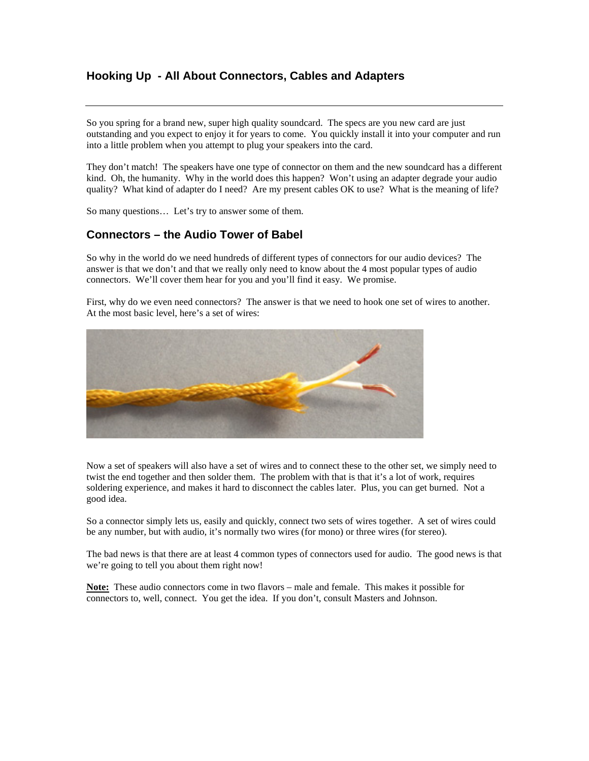# Hooking Up - All About Connectors, Cables and Adapters

---

So you spring for a brand new, super high quality soundcard. The specs are you new card are just outstanding and you expect to enjoy it for years to come. You quickly install it into your computer and run into a little problem when you attempt to plug your speakers into the card.

They don't match! The speakers have one type of connector on them and the new soundcard has a different kind. Oh, the humanity. Why in the world does this happen? Won't using an adapter degrade your audio quality? What kind of adapter do I need? Are my present cables OK to use? What is the meaning of life?

So many questions… Let's try to answer some of them.

## Connectors – the Audio Tower of Babel

So why in the world do we need hundreds of different types of connectors for our audio devices? The answer is that we don't and that we really only need to know about the 4 most popular types of audio connectors. We'll cover them hear for you and you'll find it easy. We promise.

First, why do we even need connectors? The answer is that we need to hook one set of wires to another. At the most basic level, here's a set of wires:

Now a set of speakers will also have a set of wires and to connect these to the other set, we simply need to twist the end together and then solder them. The problem with that is that it's a lot of work, requires soldering experience, and makes it hard to disconnect the cables later. Plus, you can get burned. Not a good idea.

So a connector simply lets us, easily and quickly, connect two sets of wires together. A set of wires could be any number, but with audio, it's normally two wires (for mono) or three wires (for stereo).

The bad news is that there are at least 4 common types of connectors used for audio. The good news is that we're going to tell you about them right now!

**Note:** These audio connectors come in two flavors – male and female. This makes it possible for connectors to, well, connect. You get the idea. If you don't, consult Masters and Johnson.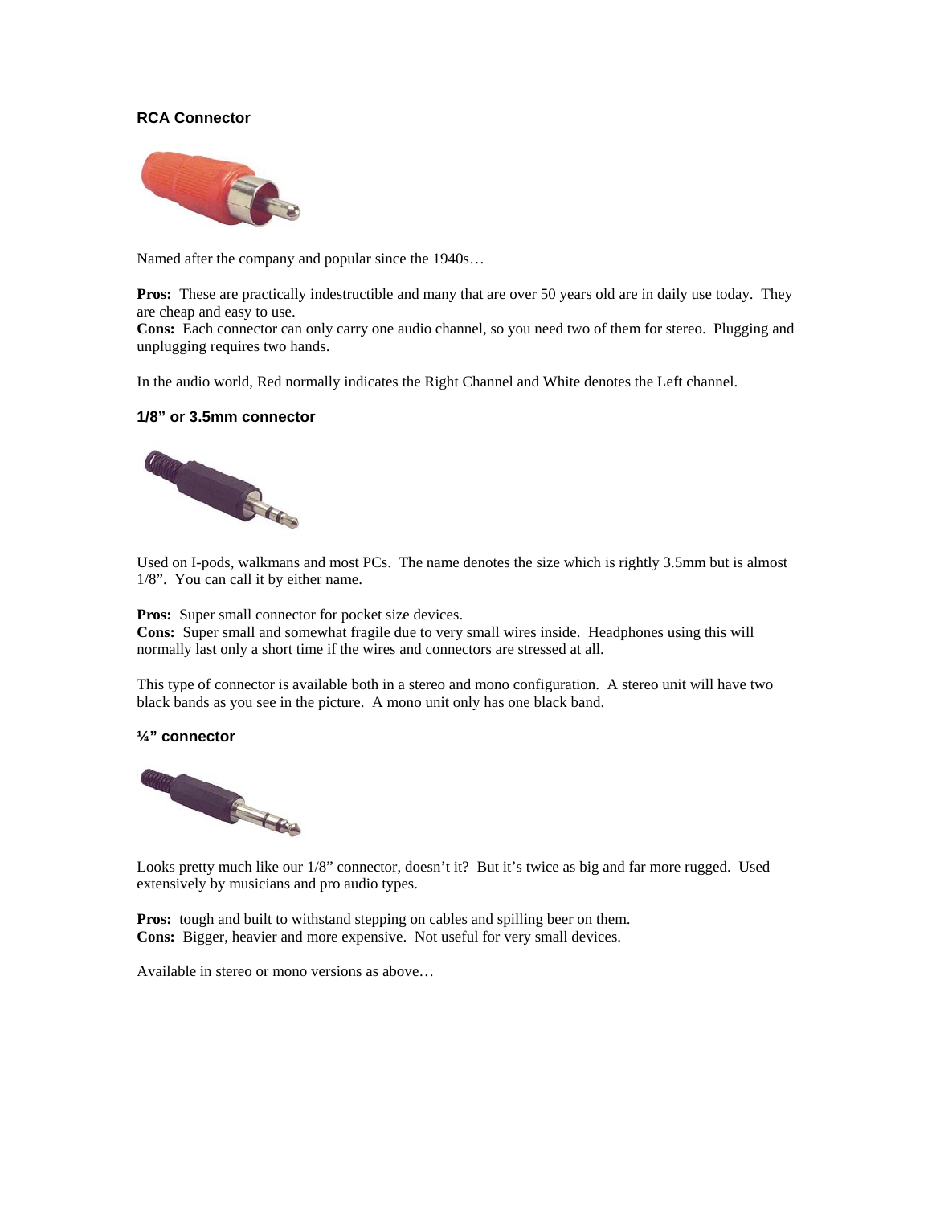### RCA Connector

Named after the company and popular since the 1940s…

**Pros:** These are practically indestructible and many that are over 50 years old are in daily use today. They are cheap and easy to use.
**Cons:** Each connector can only carry one audio channel, so you need two of them for stereo. Plugging and unplugging requires two hands.

In the audio world, Red normally indicates the Right Channel and White denotes the Left channel.

### 1/8" or 3.5mm connector

Used on I-pods, walkmans and most PCs. The name denotes the size which is rightly 3.5mm but is almost 1/8". You can call it by either name.

**Pros:** Super small connector for pocket size devices.
**Cons:** Super small and somewhat fragile due to very small wires inside. Headphones using this will normally last only a short time if the wires and connectors are stressed at all.

This type of connector is available both in a stereo and mono configuration. A stereo unit will have two black bands as you see in the picture. A mono unit only has one black band.

### ¼" connector

Looks pretty much like our 1/8" connector, doesn't it? But it's twice as big and far more rugged. Used extensively by musicians and pro audio types.

**Pros:** tough and built to withstand stepping on cables and spilling beer on them.
**Cons:** Bigger, heavier and more expensive. Not useful for very small devices.

Available in stereo or mono versions as above…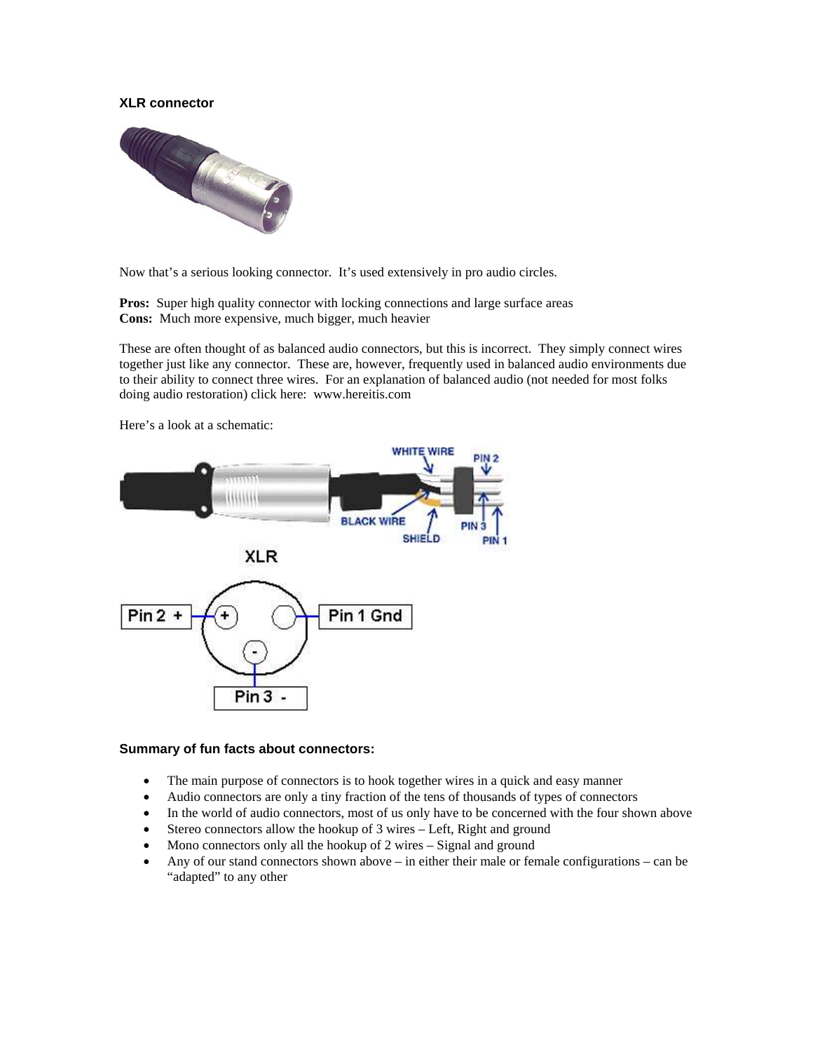### XLR connector

Now that's a serious looking connector. It's used extensively in pro audio circles.

**Pros:** Super high quality connector with locking connections and large surface areas
**Cons:** Much more expensive, much bigger, much heavier

These are often thought of as balanced audio connectors, but this is incorrect. They simply connect wires together just like any connector. These are, however, frequently used in balanced audio environments due to their ability to connect three wires. For an explanation of balanced audio (not needed for most folks doing audio restoration) click here: www.hereitis.com

Here's a look at a schematic:

### Summary of fun facts about connectors:

- The main purpose of connectors is to hook together wires in a quick and easy manner
- Audio connectors are only a tiny fraction of the tens of thousands of types of connectors
- In the world of audio connectors, most of us only have to be concerned with the four shown above
- Stereo connectors allow the hookup of 3 wires – Left, Right and ground
- Mono connectors only all the hookup of 2 wires – Signal and ground
- Any of our stand connectors shown above – in either their male or female configurations – can be "adapted" to any other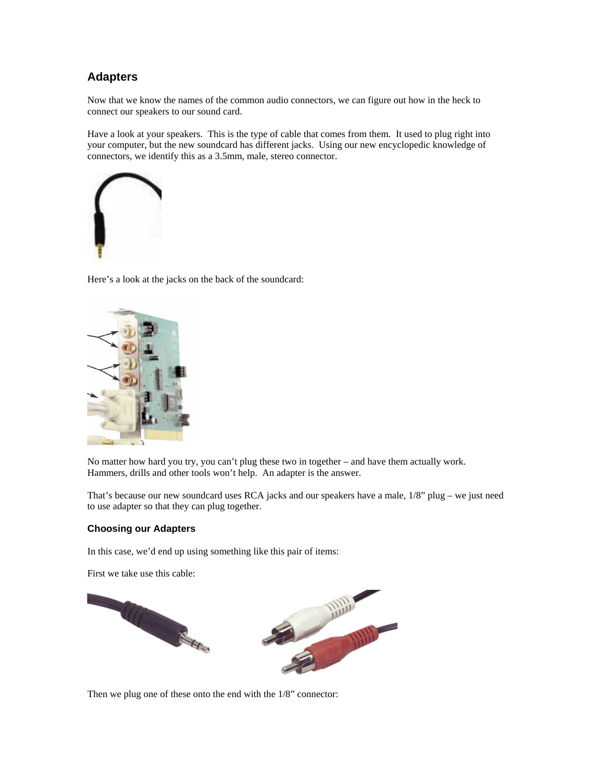## Adapters

Now that we know the names of the common audio connectors, we can figure out how in the heck to connect our speakers to our sound card.

Have a look at your speakers. This is the type of cable that comes from them. It used to plug right into your computer, but the new soundcard has different jacks. Using our new encyclopedic knowledge of connectors, we identify this as a 3.5mm, male, stereo connector.

Here's a look at the jacks on the back of the soundcard:

No matter how hard you try, you can't plug these two in together – and have them actually work. Hammers, drills and other tools won't help. An adapter is the answer.

That's because our new soundcard uses RCA jacks and our speakers have a male, 1/8" plug – we just need to use adapter so that they can plug together.

### Choosing our Adapters

In this case, we'd end up using something like this pair of items:

First we take use this cable:

Then we plug one of these onto the end with the 1/8" connector: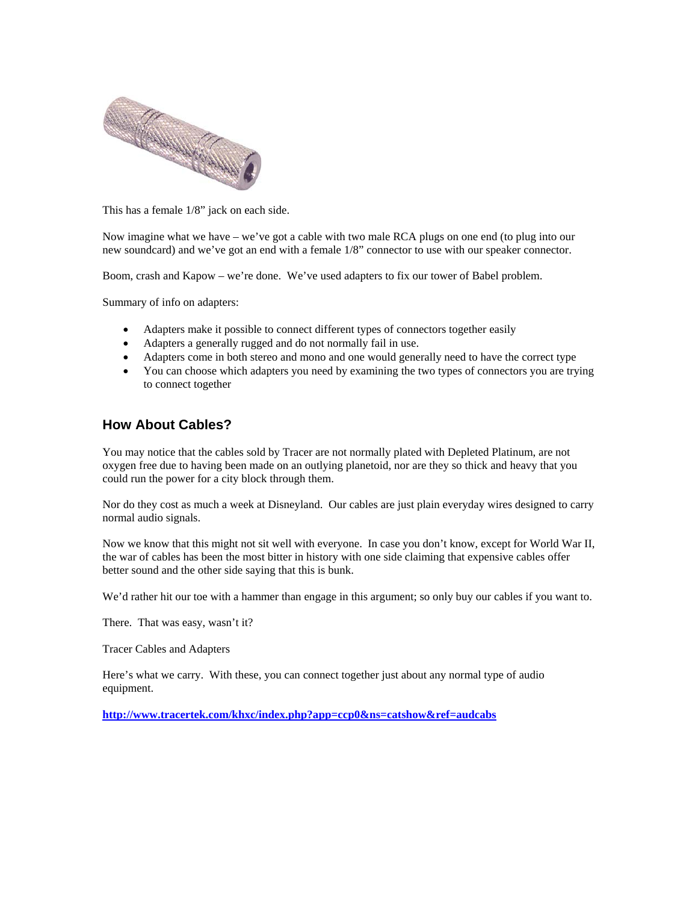This has a female 1/8" jack on each side.

Now imagine what we have – we've got a cable with two male RCA plugs on one end (to plug into our new soundcard) and we've got an end with a female 1/8" connector to use with our speaker connector.

Boom, crash and Kapow – we're done. We've used adapters to fix our tower of Babel problem.

Summary of info on adapters:

- Adapters make it possible to connect different types of connectors together easily
- Adapters a generally rugged and do not normally fail in use.
- Adapters come in both stereo and mono and one would generally need to have the correct type
- You can choose which adapters you need by examining the two types of connectors you are trying to connect together

## How About Cables?

You may notice that the cables sold by Tracer are not normally plated with Depleted Platinum, are not oxygen free due to having been made on an outlying planetoid, nor are they so thick and heavy that you could run the power for a city block through them.

Nor do they cost as much a week at Disneyland. Our cables are just plain everyday wires designed to carry normal audio signals.

Now we know that this might not sit well with everyone. In case you don't know, except for World War II, the war of cables has been the most bitter in history with one side claiming that expensive cables offer better sound and the other side saying that this is bunk.

We'd rather hit our toe with a hammer than engage in this argument; so only buy our cables if you want to.

There. That was easy, wasn't it?

Tracer Cables and Adapters

Here's what we carry. With these, you can connect together just about any normal type of audio equipment.

**http://www.tracertek.com/khxc/index.php?app=ccp0&ns=catshow&ref=audcabs**